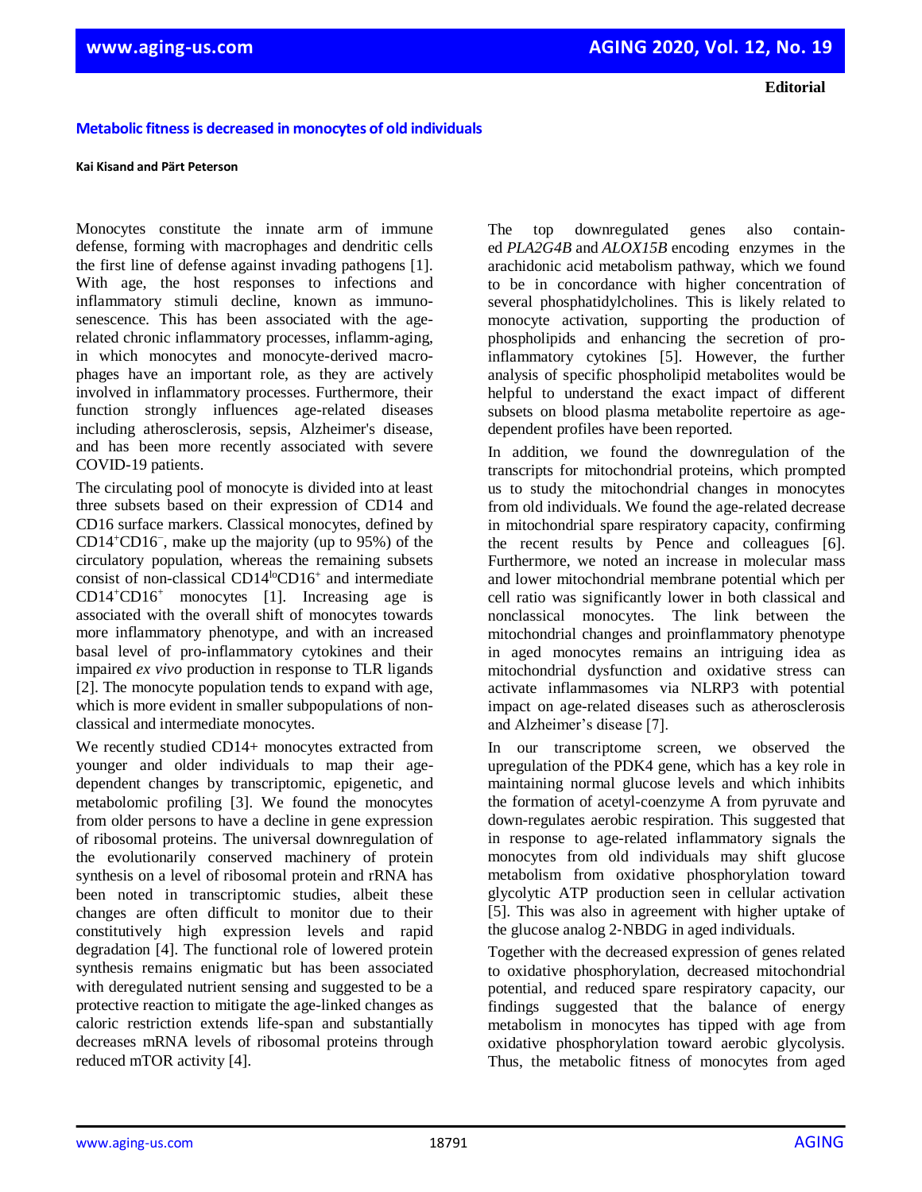**Editorial**

# Metabolic fitness is decreased in monocytes of old individuals

**Kai Kisand and Pärt Peterson**

Monocytes constitute the innate arm of immune defense, forming with macrophages and dendritic cells the first line of defense against invading pathogens [1]. With age, the host responses to infections and inflammatory stimuli decline, known as immunosenescence. This has been associated with the age-related chronic inflammatory processes, inflamm-aging, in which monocytes and monocyte-derived macrophages have an important role, as they are actively involved in inflammatory processes. Furthermore, their function strongly influences age-related diseases including atherosclerosis, sepsis, Alzheimer's disease, and has been more recently associated with severe COVID-19 patients.

The circulating pool of monocyte is divided into at least three subsets based on their expression of CD14 and CD16 surface markers. Classical monocytes, defined by $CD14^{+}CD16^{-}$, make up the majority (up to 95%) of the circulatory population, whereas the remaining subsets consist of non-classical $CD14^{lo}CD16^{+}$ and intermediate $CD14^{+}CD16^{+}$ monocytes [1]. Increasing age is associated with the overall shift of monocytes towards more inflammatory phenotype, and with an increased basal level of pro-inflammatory cytokines and their impaired *ex vivo* production in response to TLR ligands [2]. The monocyte population tends to expand with age, which is more evident in smaller subpopulations of non-classical and intermediate monocytes.

We recently studied CD14+ monocytes extracted from younger and older individuals to map their age-dependent changes by transcriptomic, epigenetic, and metabolomic profiling [3]. We found the monocytes from older persons to have a decline in gene expression of ribosomal proteins. The universal downregulation of the evolutionarily conserved machinery of protein synthesis on a level of ribosomal protein and rRNA has been noted in transcriptomic studies, albeit these changes are often difficult to monitor due to their constitutively high expression levels and rapid degradation [4]. The functional role of lowered protein synthesis remains enigmatic but has been associated with deregulated nutrient sensing and suggested to be a protective reaction to mitigate the age-linked changes as caloric restriction extends life-span and substantially decreases mRNA levels of ribosomal proteins through reduced mTOR activity [4].

The top downregulated genes also contained *PLA2G4B* and *ALOX15B* encoding enzymes in the arachidonic acid metabolism pathway, which we found to be in concordance with higher concentration of several phosphatidylcholines. This is likely related to monocyte activation, supporting the production of phospholipids and enhancing the secretion of pro-inflammatory cytokines [5]. However, the further analysis of specific phospholipid metabolites would be helpful to understand the exact impact of different subsets on blood plasma metabolite repertoire as age-dependent profiles have been reported.

In addition, we found the downregulation of the transcripts for mitochondrial proteins, which prompted us to study the mitochondrial changes in monocytes from old individuals. We found the age-related decrease in mitochondrial spare respiratory capacity, confirming the recent results by Pence and colleagues [6]. Furthermore, we noted an increase in molecular mass and lower mitochondrial membrane potential which per cell ratio was significantly lower in both classical and nonclassical monocytes. The link between the mitochondrial changes and proinflammatory phenotype in aged monocytes remains an intriguing idea as mitochondrial dysfunction and oxidative stress can activate inflammasomes via NLRP3 with potential impact on age-related diseases such as atherosclerosis and Alzheimer's disease [7].

In our transcriptome screen, we observed the upregulation of the PDK4 gene, which has a key role in maintaining normal glucose levels and which inhibits the formation of acetyl-coenzyme A from pyruvate and down-regulates aerobic respiration. This suggested that in response to age-related inflammatory signals the monocytes from old individuals may shift glucose metabolism from oxidative phosphorylation toward glycolytic ATP production seen in cellular activation [5]. This was also in agreement with higher uptake of the glucose analog 2-NBDG in aged individuals.

Together with the decreased expression of genes related to oxidative phosphorylation, decreased mitochondrial potential, and reduced spare respiratory capacity, our findings suggested that the balance of energy metabolism in monocytes has tipped with age from oxidative phosphorylation toward aerobic glycolysis. Thus, the metabolic fitness of monocytes from aged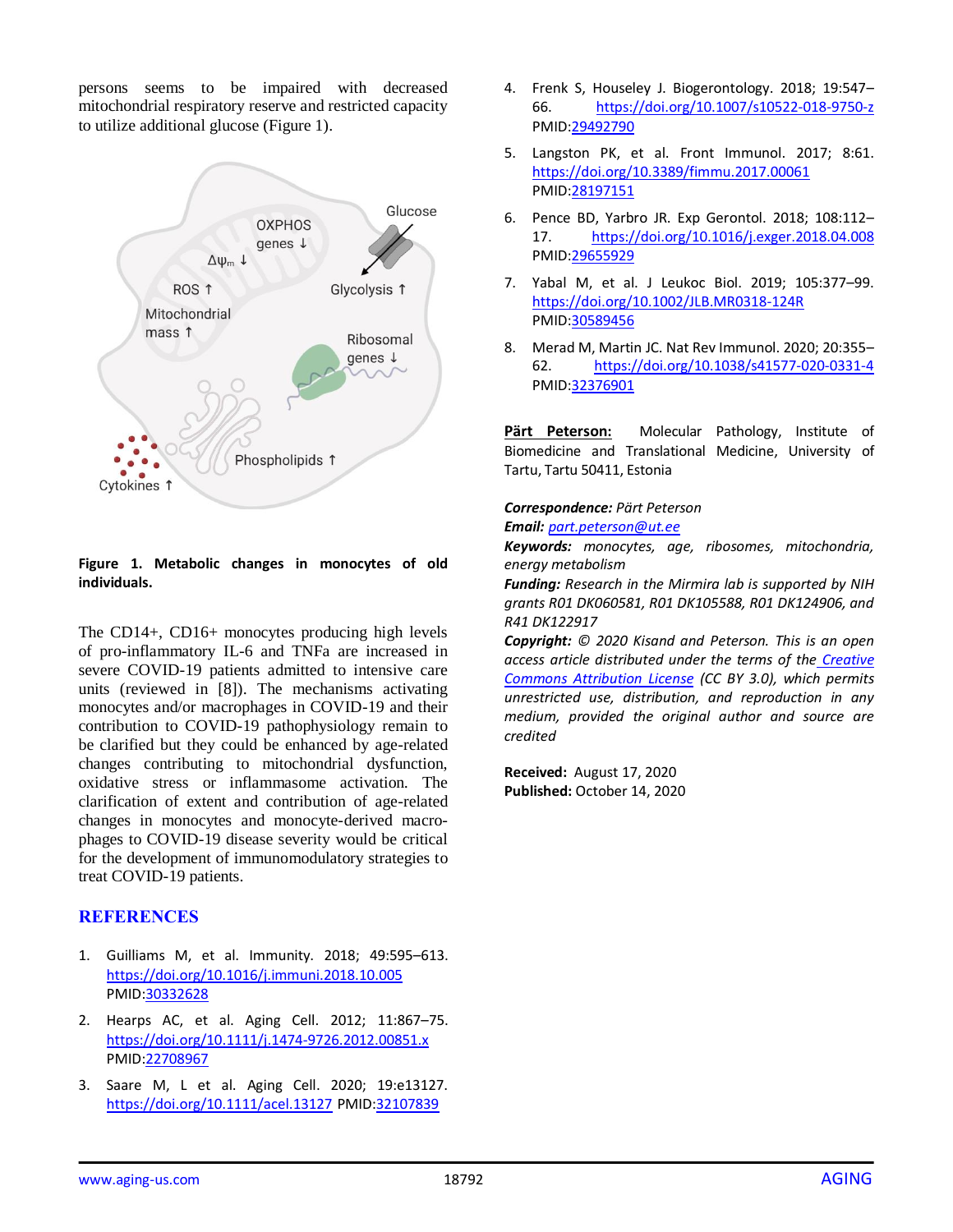persons seems to be impaired with decreased mitochondrial respiratory reserve and restricted capacity to utilize additional glucose (Figure 1).

OXPHOS genes ↓

Glucose

$\Delta\psi_m$ ↓

ROS ↑

Glycolysis ↑

Mitochondrial mass ↑

Ribosomal genes ↓

Phospholipids ↑

Cytokines ↑

**Figure 1. Metabolic changes in monocytes of old individuals.**

The CD14+, CD16+ monocytes producing high levels of pro-inflammatory IL-6 and TNFa are increased in severe COVID-19 patients admitted to intensive care units (reviewed in [8]). The mechanisms activating monocytes and/or macrophages in COVID-19 and their contribution to COVID-19 pathophysiology remain to be clarified but they could be enhanced by age-related changes contributing to mitochondrial dysfunction, oxidative stress or inflammasome activation. The clarification of extent and contribution of age-related changes in monocytes and monocyte-derived macrophages to COVID-19 disease severity would be critical for the development of immunomodulatory strategies to treat COVID-19 patients.

## REFERENCES

1. Guilliams M, et al. Immunity. 2018; 49:595–613. https://doi.org/10.1016/j.immuni.2018.10.005 PMID:30332628
2. Hearps AC, et al. Aging Cell. 2012; 11:867–75. https://doi.org/10.1111/j.1474-9726.2012.00851.x PMID:22708967
3. Saare M, L et al. Aging Cell. 2020; 19:e13127. https://doi.org/10.1111/acel.13127 PMID:32107839
4. Frenk S, Houseley J. Biogerontology. 2018; 19:547–66. https://doi.org/10.1007/s10522-018-9750-z PMID:29492790
5. Langston PK, et al. Front Immunol. 2017; 8:61. https://doi.org/10.3389/fimmu.2017.00061 PMID:28197151
6. Pence BD, Yarbro JR. Exp Gerontol. 2018; 108:112–17. https://doi.org/10.1016/j.exger.2018.04.008 PMID:29655929
7. Yabal M, et al. J Leukoc Biol. 2019; 105:377–99. https://doi.org/10.1002/JLB.MR0318-124R PMID:30589456
8. Merad M, Martin JC. Nat Rev Immunol. 2020; 20:355–62. https://doi.org/10.1038/s41577-020-0331-4 PMID:32376901

**Pärt Peterson:** Molecular Pathology, Institute of Biomedicine and Translational Medicine, University of Tartu, Tartu 50411, Estonia

***Correspondence:*** *Pärt Peterson*
***Email:*** *part.peterson@ut.ee*
***Keywords:*** *monocytes, age, ribosomes, mitochondria, energy metabolism*
***Funding:*** *Research in the Mirmira lab is supported by NIH grants R01 DK060581, R01 DK105588, R01 DK124906, and R41 DK122917*
***Copyright:*** *© 2020 Kisand and Peterson. This is an open access article distributed under the terms of the Creative Commons Attribution License (CC BY 3.0), which permits unrestricted use, distribution, and reproduction in any medium, provided the original author and source are credited*

**Received:** August 17, 2020
**Published:** October 14, 2020